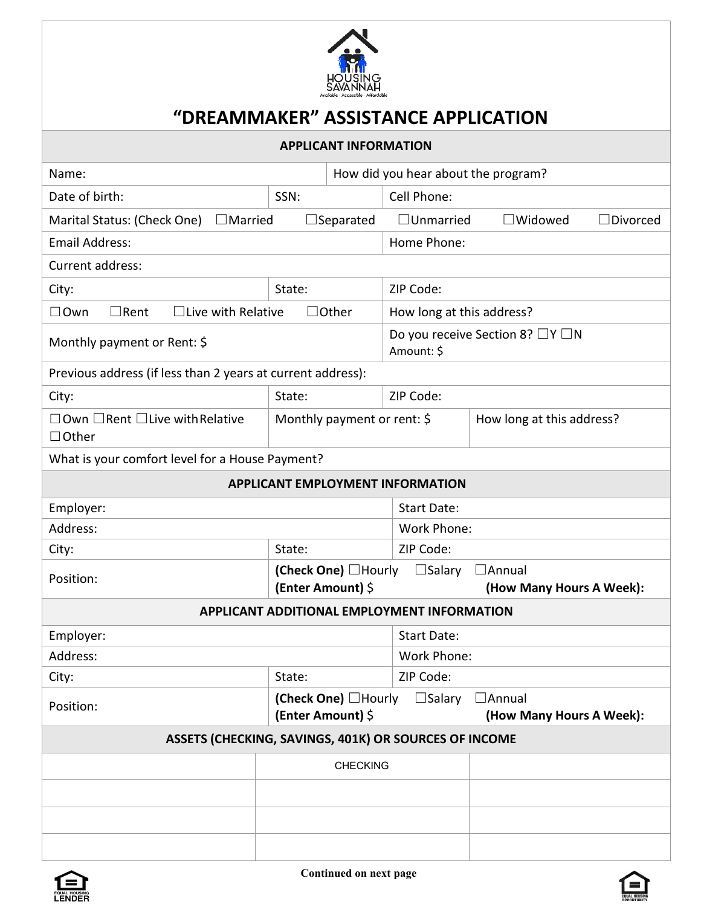HOUSING SAVANNAH
Available Accessible Affordable

# "DREAMMAKER" ASSISTANCE APPLICATION

## APPLICANT INFORMATION

| | | |
|---|---|---|
| Name: | How did you hear about the program? | |
| Date of birth: | SSN: | Cell Phone: |

Marital Status: (Check One) ☐Married ☐Separated ☐Unmarried ☐Widowed ☐Divorced

| | | |
|---|---|---|
| Email Address: | | Home Phone: |
| Current address: | | |
| City: | State: | ZIP Code: |
| ☐Own ☐Rent ☐Live with Relative ☐Other | | How long at this address? |
| Monthly payment or Rent: $ | | Do you receive Section 8? ☐Y ☐N<br>Amount: $ |
| Previous address (if less than 2 years at current address): | | |
| City: | State: | ZIP Code: |
| ☐Own ☐Rent ☐Live with Relative ☐Other | Monthly payment or rent: $ | How long at this address? |
| What is your comfort level for a House Payment? | | |

## APPLICANT EMPLOYMENT INFORMATION

| | | |
|---|---|---|
| Employer: | | Start Date: |
| Address: | | Work Phone: |
| City: | State: | ZIP Code: |
| Position: | **(Check One)** ☐Hourly ☐Salary ☐Annual<br>**(Enter Amount)** $ **(How Many Hours A Week):** | |

## APPLICANT ADDITIONAL EMPLOYMENT INFORMATION

| | | |
|---|---|---|
| Employer: | | Start Date: |
| Address: | | Work Phone: |
| City: | State: | ZIP Code: |
| Position: | **(Check One)** ☐Hourly ☐Salary ☐Annual<br>**(Enter Amount)** $ **(How Many Hours A Week):** | |

## ASSETS (CHECKING, SAVINGS, 401K) OR SOURCES OF INCOME

| | | |
|---|---|---|
| | CHECKING | |
| | | |
| | | |
| | | |

**Continued on next page**

EQUAL HOUSING LENDER

EQUAL HOUSING OPPORTUNITY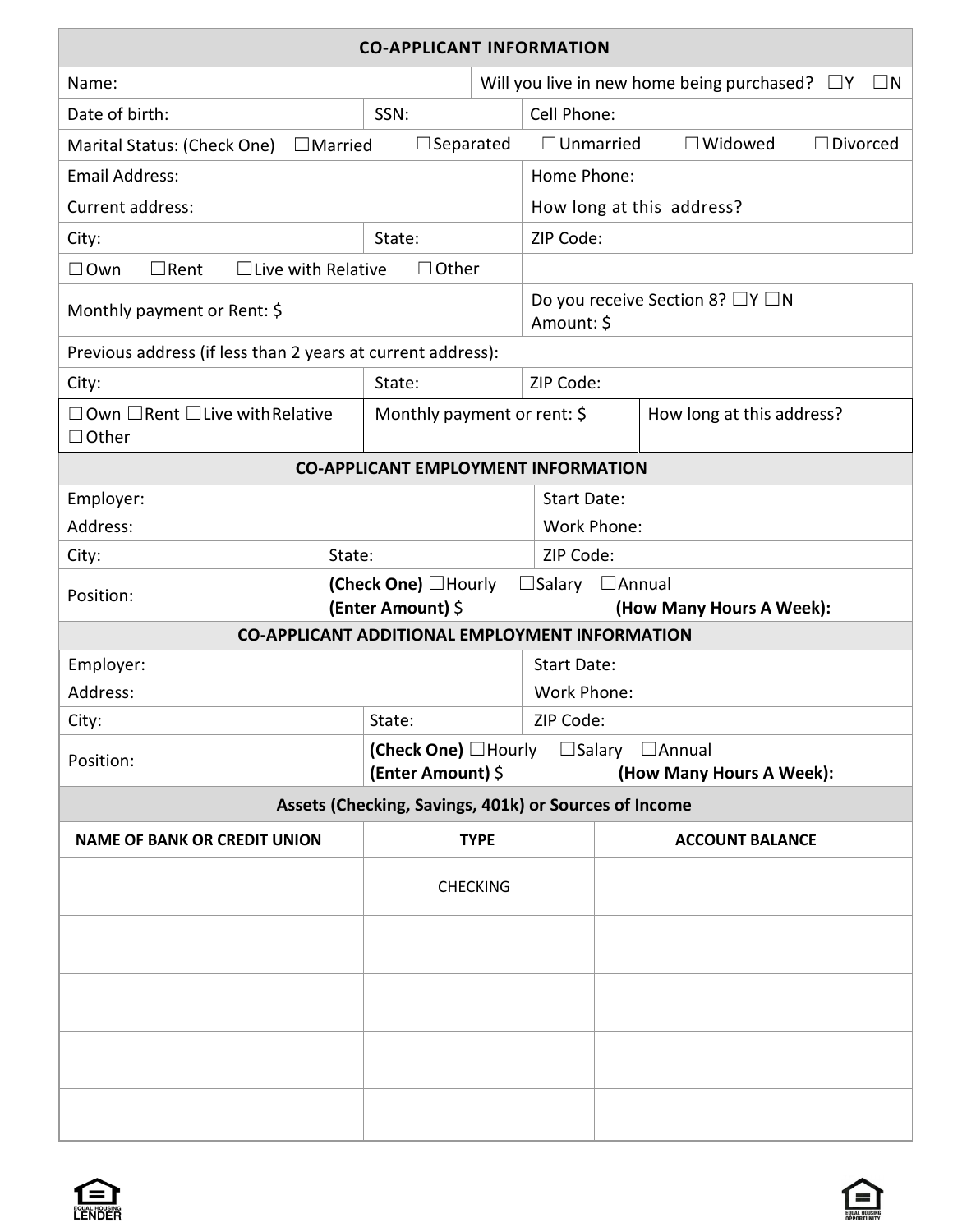## CO-APPLICANT INFORMATION

| | | | |
|---|---|---|---|
| Name: | | Will you live in new home being purchased? ☐Y ☐N | |
| Date of birth: | SSN: | Cell Phone: | |
| Marital Status: (Check One) ☐Married | ☐Separated | ☐Unmarried | ☐Widowed ☐Divorced |
| Email Address: | | Home Phone: | |
| Current address: | | How long at this address? | |
| City: | State: | ZIP Code: | |
| ☐Own ☐Rent ☐Live with Relative ☐Other | | | |
| Monthly payment or Rent: $ | | Do you receive Section 8? ☐Y ☐N Amount: $ | |
| Previous address (if less than 2 years at current address): | | | |
| City: | State: | ZIP Code: | |
| ☐Own ☐Rent ☐Live with Relative ☐Other | Monthly payment or rent: $ | | How long at this address? |

## CO-APPLICANT EMPLOYMENT INFORMATION

| | | |
|---|---|---|
| Employer: | | Start Date: |
| Address: | | Work Phone: |
| City: | State: | ZIP Code: |
| Position: | **(Check One)** ☐Hourly ☐Salary ☐Annual **(Enter Amount)** $ **(How Many Hours A Week):** | |

## CO-APPLICANT ADDITIONAL EMPLOYMENT INFORMATION

| | | |
|---|---|---|
| Employer: | | Start Date: |
| Address: | | Work Phone: |
| City: | State: | ZIP Code: |
| Position: | **(Check One)** ☐Hourly ☐Salary ☐Annual **(Enter Amount)** $ **(How Many Hours A Week):** | |

## Assets (Checking, Savings, 401k) or Sources of Income

| NAME OF BANK OR CREDIT UNION | TYPE | ACCOUNT BALANCE |
|---|---|---|
| | CHECKING | |
| | | |
| | | |
| | | |
| | | |

EQUAL HOUSING LENDER

EQUAL HOUSING OPPORTUNITY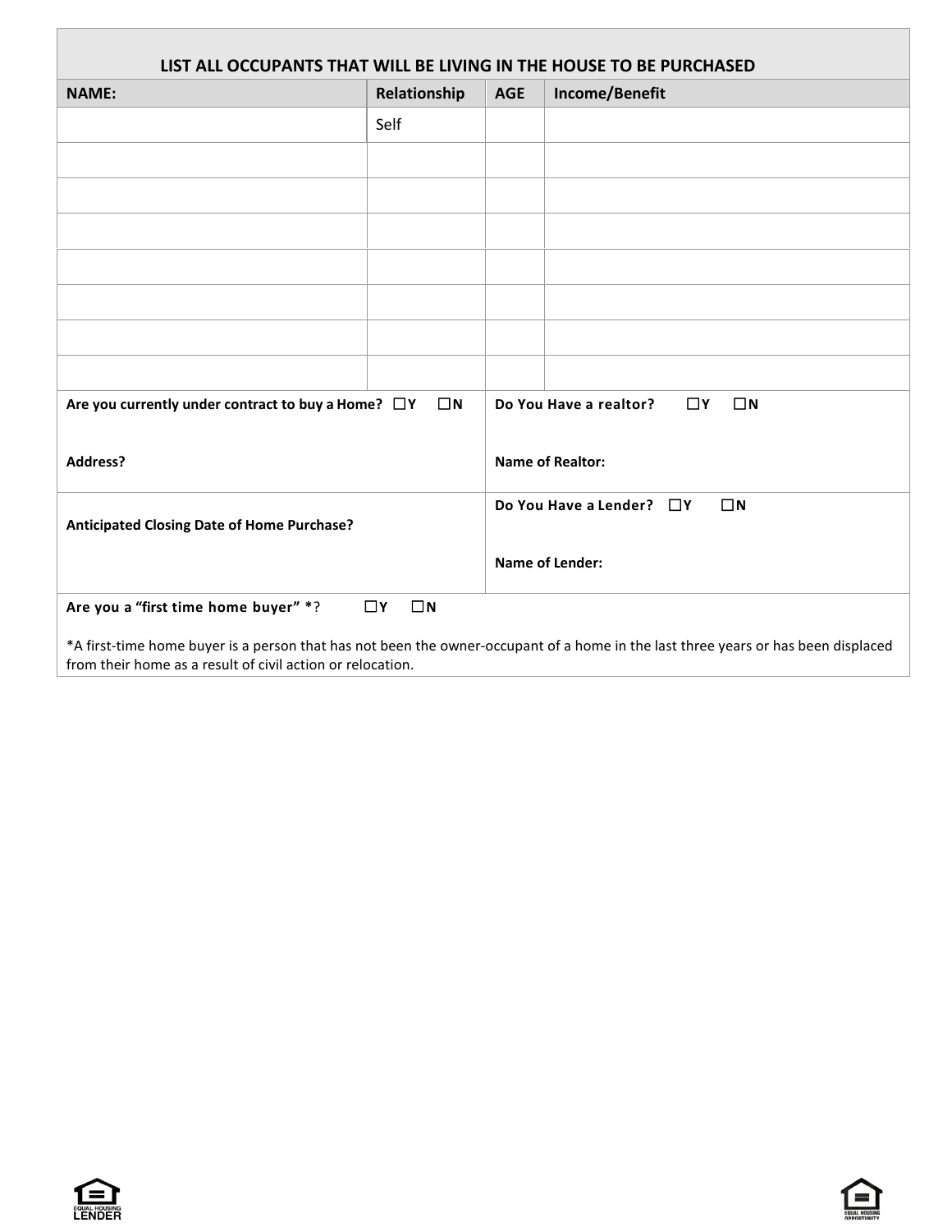## LIST ALL OCCUPANTS THAT WILL BE LIVING IN THE HOUSE TO BE PURCHASED

| NAME: | Relationship | AGE | Income/Benefit |
|---|---|---|---|
| | Self | | |
| | | | |
| | | | |
| | | | |
| | | | |
| | | | |
| | | | |
| | | | |

| | |
|---|---|
| **Are you currently under contract to buy a Home?** ☐**Y** ☐**N**<br><br>**Address?** | **Do You Have a realtor?** ☐**Y** ☐**N**<br><br>**Name of Realtor:** |
| **Anticipated Closing Date of Home Purchase?** | **Do You Have a Lender?** ☐**Y** ☐**N**<br><br>**Name of Lender:** |

**Are you a "first time home buyer" \***? ☐**Y** ☐**N**

*A first-time home buyer is a person that has not been the owner-occupant of a home in the last three years or has been displaced from their home as a result of civil action or relocation.

EQUAL HOUSING LENDER

EQUAL HOUSING OPPORTUNITY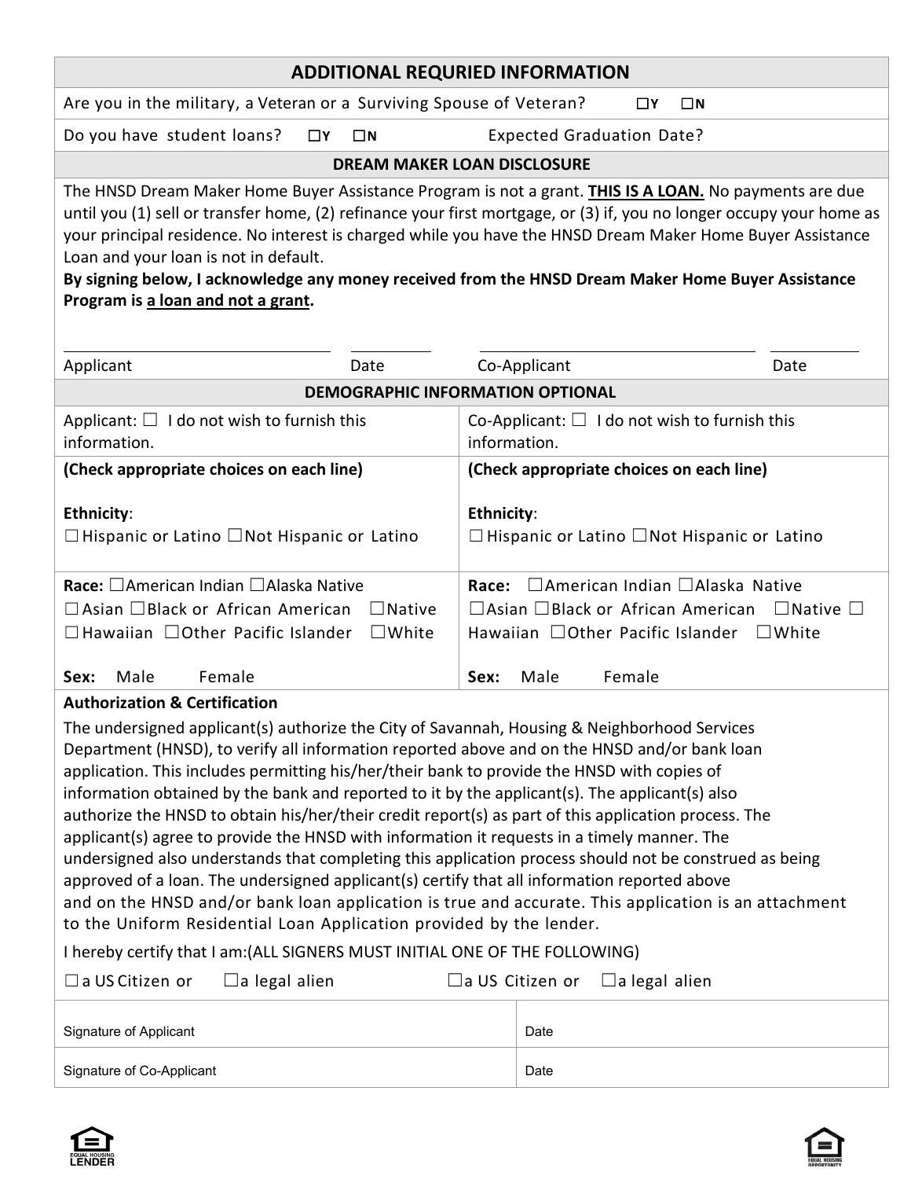## ADDITIONAL REQURIED INFORMATION

Are you in the military, a Veteran or a Surviving Spouse of Veteran? ☐Y ☐N

Do you have student loans? ☐Y ☐N Expected Graduation Date?

### DREAM MAKER LOAN DISCLOSURE

The HNSD Dream Maker Home Buyer Assistance Program is not a grant. **THIS IS A LOAN.** No payments are due until you (1) sell or transfer home, (2) refinance your first mortgage, or (3) if, you no longer occupy your home as your principal residence. No interest is charged while you have the HNSD Dream Maker Home Buyer Assistance Loan and your loan is not in default.

**By signing below, I acknowledge any money received from the HNSD Dream Maker Home Buyer Assistance Program is a loan and not a grant.**

| | | | |
|---|---|---|---|
| Applicant | Date | Co-Applicant | Date |

### DEMOGRAPHIC INFORMATION OPTIONAL

| | |
|---|---|
| Applicant: ☐ I do not wish to furnish this information. | Co-Applicant: ☐ I do not wish to furnish this information. |
| **(Check appropriate choices on each line)**<br><br>**Ethnicity**:<br>☐Hispanic or Latino ☐Not Hispanic or Latino | **(Check appropriate choices on each line)**<br><br>**Ethnicity**:<br>☐Hispanic or Latino ☐Not Hispanic or Latino |
| **Race:** ☐American Indian ☐Alaska Native ☐Asian ☐Black or African American ☐Native ☐Hawaiian ☐Other Pacific Islander ☐White<br><br>**Sex:** Male Female | **Race:** ☐American Indian ☐Alaska Native ☐Asian ☐Black or African American ☐Native ☐ Hawaiian ☐Other Pacific Islander ☐White<br><br>**Sex:** Male Female |

**Authorization & Certification**

The undersigned applicant(s) authorize the City of Savannah, Housing & Neighborhood Services Department (HNSD), to verify all information reported above and on the HNSD and/or bank loan application. This includes permitting his/her/their bank to provide the HNSD with copies of information obtained by the bank and reported to it by the applicant(s). The applicant(s) also authorize the HNSD to obtain his/her/their credit report(s) as part of this application process. The applicant(s) agree to provide the HNSD with information it requests in a timely manner. The undersigned also understands that completing this application process should not be construed as being approved of a loan. The undersigned applicant(s) certify that all information reported above and on the HNSD and/or bank loan application is true and accurate. This application is an attachment to the Uniform Residential Loan Application provided by the lender.

I hereby certify that I am:(ALL SIGNERS MUST INITIAL ONE OF THE FOLLOWING)

☐a US Citizen or ☐a legal alien ☐a US Citizen or ☐a legal alien

| | |
|---|---|
| Signature of Applicant | Date |
| Signature of Co-Applicant | Date |

EQUAL HOUSING LENDER

EQUAL HOUSING OPPORTUNITY